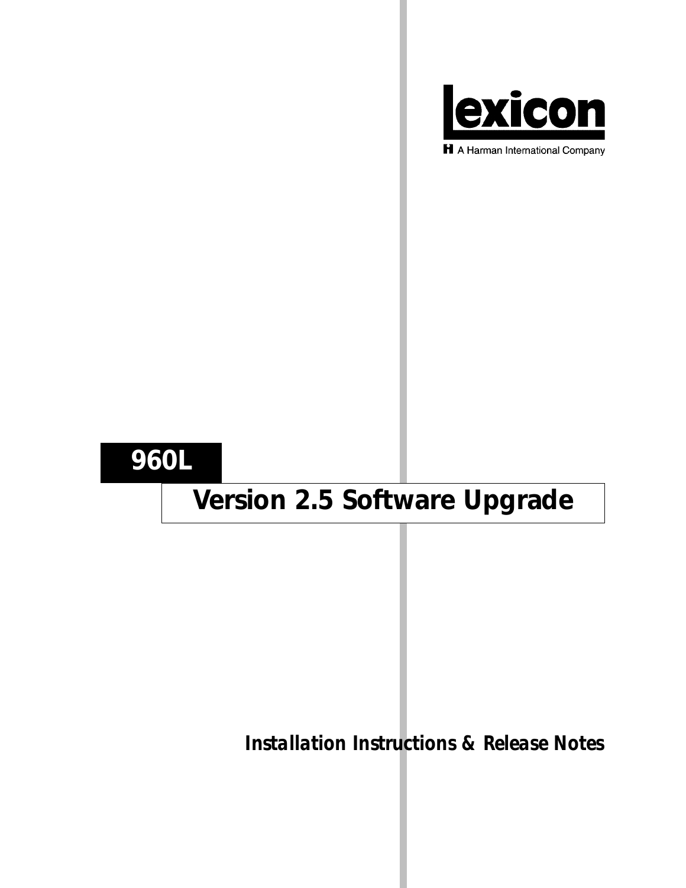Lexicon

A Harman International Company

# 960L

## Version 2.5 Software Upgrade

***Installation Instructions & Release Notes***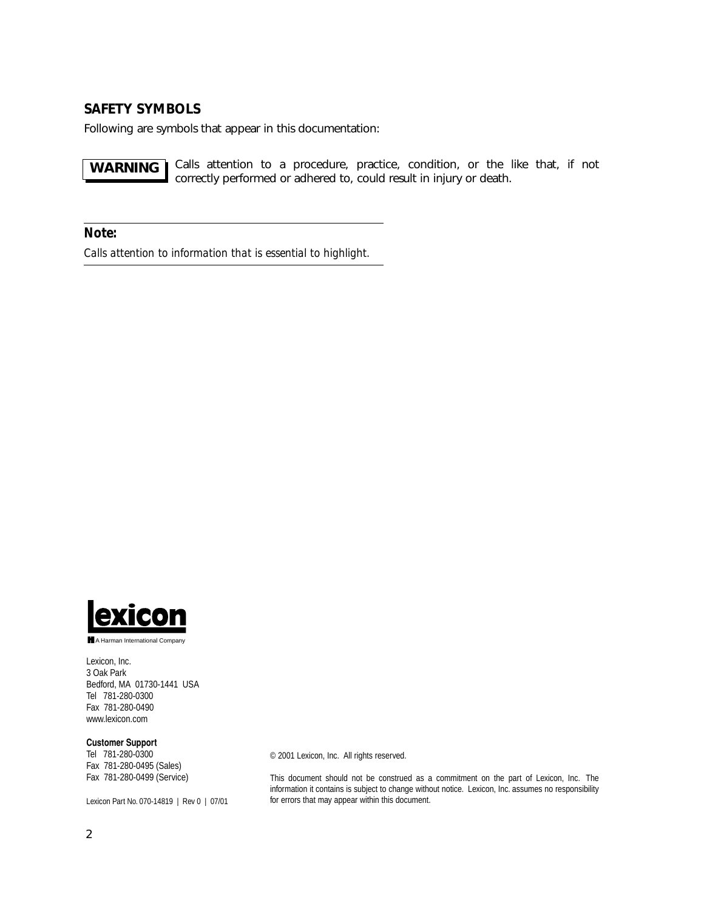## SAFETY SYMBOLS

Following are symbols that appear in this documentation:

**WARNING** Calls attention to a procedure, practice, condition, or the like that, if not correctly performed or adhered to, could result in injury or death.

---

**Note:**

*Calls attention to information that is essential to highlight.*

---

**lexicon**

A Harman International Company

Lexicon, Inc.
3 Oak Park
Bedford, MA 01730-1441 USA
Tel 781-280-0300
Fax 781-280-0490
www.lexicon.com

**Customer Support**
Tel 781-280-0300
Fax 781-280-0495 (Sales)
Fax 781-280-0499 (Service)

Lexicon Part No. 070-14819 | Rev 0 | 07/01

© 2001 Lexicon, Inc. All rights reserved.

This document should not be construed as a commitment on the part of Lexicon, Inc. The information it contains is subject to change without notice. Lexicon, Inc. assumes no responsibility for errors that may appear within this document.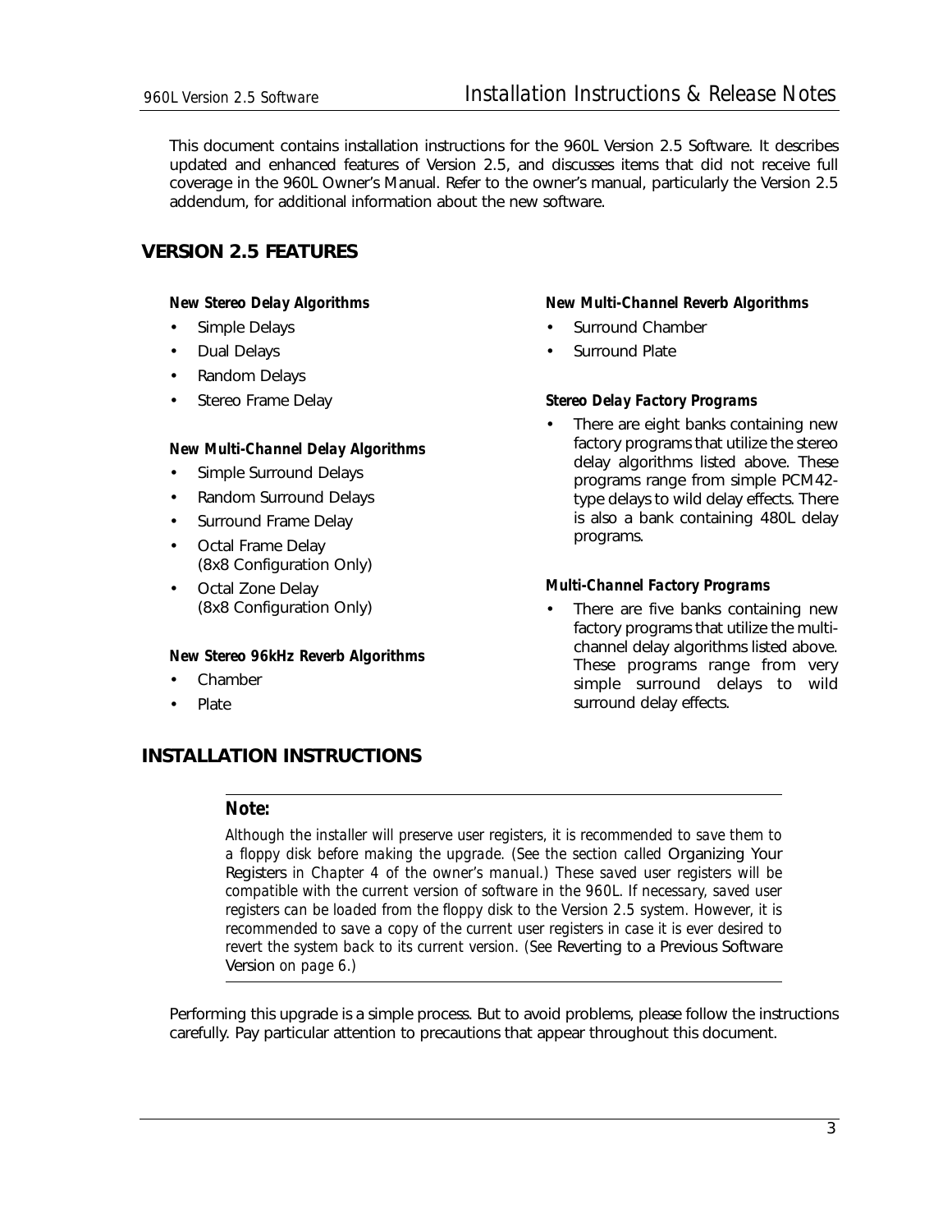This document contains installation instructions for the 960L Version 2.5 Software. It describes updated and enhanced features of Version 2.5, and discusses items that did not receive full coverage in the 960L Owner's Manual. Refer to the owner's manual, particularly the Version 2.5 addendum, for additional information about the new software.

## VERSION 2.5 FEATURES

***New Stereo Delay Algorithms***

- Simple Delays
- Dual Delays
- Random Delays
- Stereo Frame Delay

***New Multi-Channel Delay Algorithms***

- Simple Surround Delays
- Random Surround Delays
- Surround Frame Delay
- Octal Frame Delay (8x8 Configuration Only)
- Octal Zone Delay (8x8 Configuration Only)

***New Stereo 96kHz Reverb Algorithms***

- Chamber
- Plate

***New Multi-Channel Reverb Algorithms***

- Surround Chamber
- Surround Plate

***Stereo Delay Factory Programs***

- There are eight banks containing new factory programs that utilize the stereo delay algorithms listed above. These programs range from simple PCM42-type delays to wild delay effects. There is also a bank containing 480L delay programs.

***Multi-Channel Factory Programs***

- There are five banks containing new factory programs that utilize the multi-channel delay algorithms listed above. These programs range from very simple surround delays to wild surround delay effects.

## INSTALLATION INSTRUCTIONS

---

**Note:**

*Although the installer will preserve user registers, it is recommended to save them to a floppy disk before making the upgrade. (See the section called* Organizing Your Registers *in Chapter 4 of the owner's manual.) These saved user registers will be compatible with the current version of software in the 960L. If necessary, saved user registers can be loaded from the floppy disk to the Version 2.5 system. However, it is recommended to save a copy of the current user registers in case it is ever desired to revert the system back to its current version. (See* Reverting to a Previous Software Version *on page 6.)*

---

Performing this upgrade is a simple process. But to avoid problems, please follow the instructions carefully. Pay particular attention to precautions that appear throughout this document.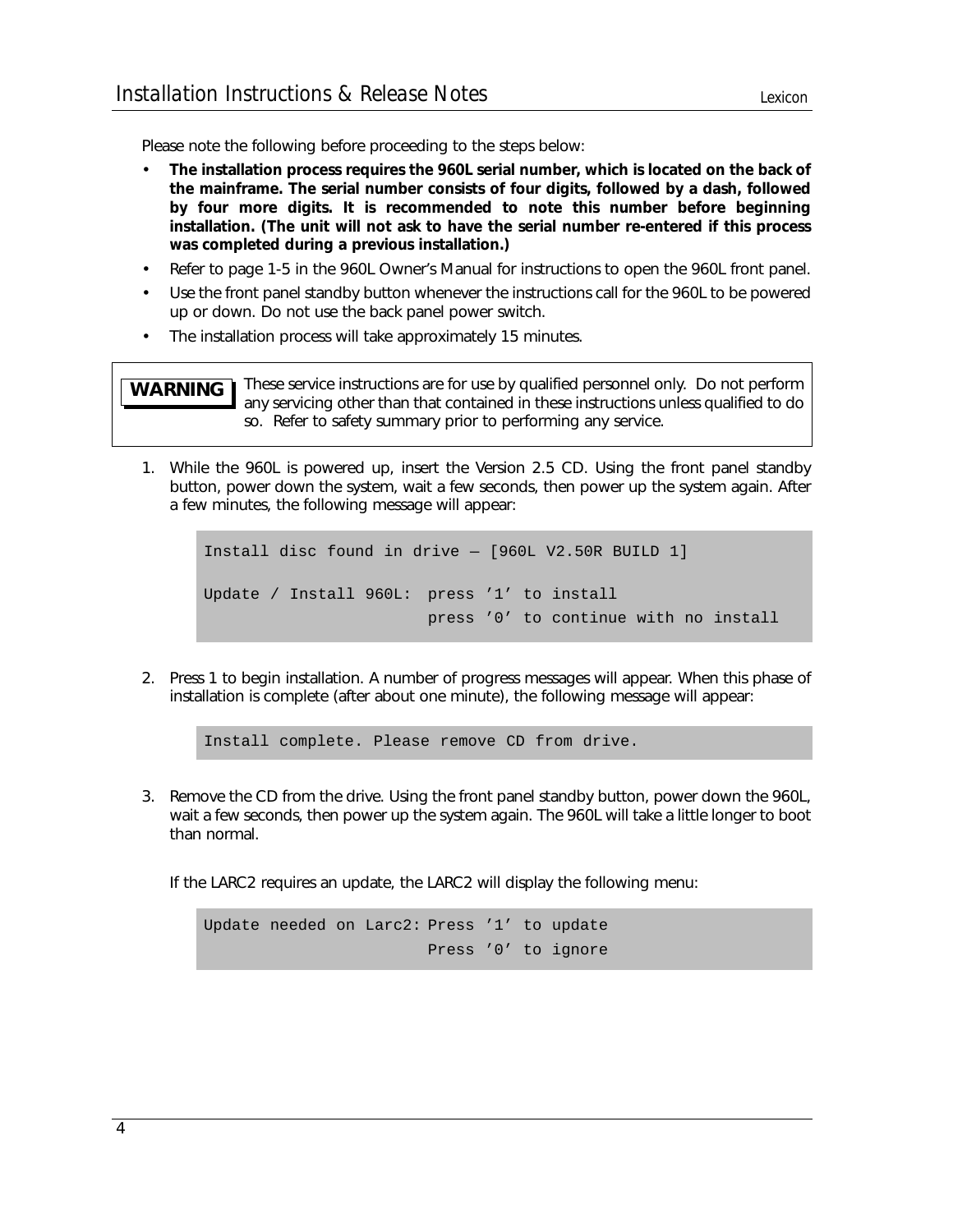Please note the following before proceeding to the steps below:

- **The installation process requires the 960L serial number, which is located on the back of the mainframe. The serial number consists of four digits, followed by a dash, followed by four more digits. It is recommended to note this number before beginning installation. (The unit will not ask to have the serial number re-entered if this process was completed during a previous installation.)**
- Refer to page 1-5 in the 960L Owner's Manual for instructions to open the 960L front panel.
- Use the front panel standby button whenever the instructions call for the 960L to be powered up or down. Do not use the back panel power switch.
- The installation process will take approximately 15 minutes.

**WARNING** These service instructions are for use by qualified personnel only. Do not perform any servicing other than that contained in these instructions unless qualified to do so. Refer to safety summary prior to performing any service.

1. While the 960L is powered up, insert the Version 2.5 CD. Using the front panel standby button, power down the system, wait a few seconds, then power up the system again. After a few minutes, the following message will appear:

```
Install disc found in drive — [960L V2.50R BUILD 1]

Update / Install 960L:  press '1' to install
                        press '0' to continue with no install
```

2. Press 1 to begin installation. A number of progress messages will appear. When this phase of installation is complete (after about one minute), the following message will appear:

```
Install complete. Please remove CD from drive.
```

3. Remove the CD from the drive. Using the front panel standby button, power down the 960L, wait a few seconds, then power up the system again. The 960L will take a little longer to boot than normal.

   If the LARC2 requires an update, the LARC2 will display the following menu:

```
Update needed on Larc2: Press '1' to update
                        Press '0' to ignore
```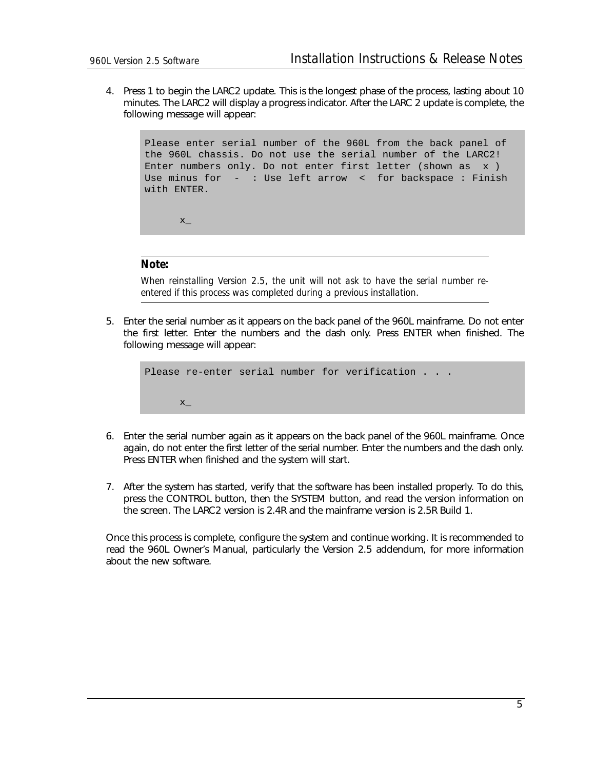4. Press 1 to begin the LARC2 update. This is the longest phase of the process, lasting about 10 minutes. The LARC2 will display a progress indicator. After the LARC 2 update is complete, the following message will appear:

```
Please enter serial number of the 960L from the back panel of
the 960L chassis. Do not use the serial number of the LARC2!
Enter numbers only. Do not enter first letter (shown as  x )
Use minus for  -  : Use left arrow  <  for backspace : Finish
with ENTER.

      x_
```

**Note:**

*When reinstalling Version 2.5, the unit will not ask to have the serial number re-entered if this process was completed during a previous installation.*

5. Enter the serial number as it appears on the back panel of the 960L mainframe. Do not enter the first letter. Enter the numbers and the dash only. Press ENTER when finished. The following message will appear:

```
Please re-enter serial number for verification . . .

      x_
```

6. Enter the serial number again as it appears on the back panel of the 960L mainframe. Once again, do not enter the first letter of the serial number. Enter the numbers and the dash only. Press ENTER when finished and the system will start.

7. After the system has started, verify that the software has been installed properly. To do this, press the CONTROL button, then the SYSTEM button, and read the version information on the screen. The LARC2 version is 2.4R and the mainframe version is 2.5R Build 1.

Once this process is complete, configure the system and continue working. It is recommended to read the 960L Owner's Manual, particularly the Version 2.5 addendum, for more information about the new software.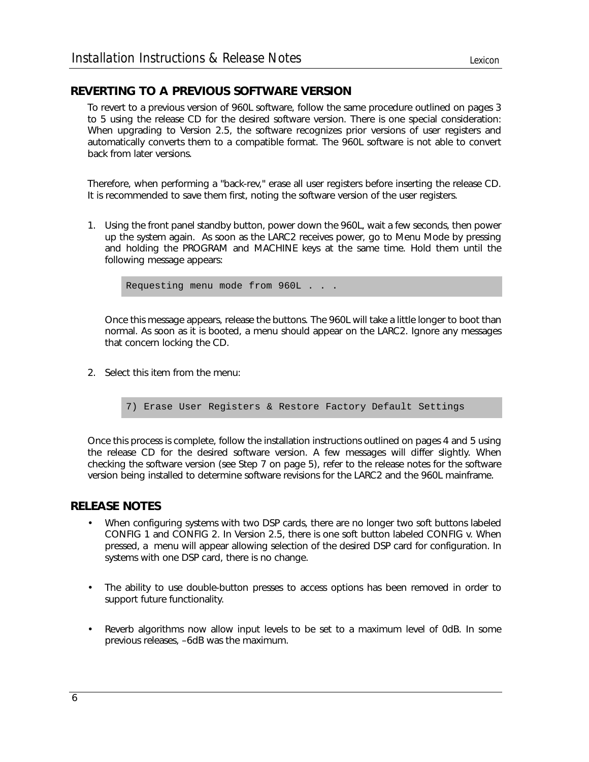## REVERTING TO A PREVIOUS SOFTWARE VERSION

To revert to a previous version of 960L software, follow the same procedure outlined on pages 3 to 5 using the release CD for the desired software version. There is one special consideration: When upgrading to Version 2.5, the software recognizes prior versions of user registers and automatically converts them to a compatible format. The 960L software is not able to convert back from later versions.

Therefore, when performing a "back-rev," erase all user registers before inserting the release CD. It is recommended to save them first, noting the software version of the user registers.

1. Using the front panel standby button, power down the 960L, wait a few seconds, then power up the system again. As soon as the LARC2 receives power, go to Menu Mode by pressing and holding the PROGRAM and MACHINE keys at the same time. Hold them until the following message appears:

   ```
   Requesting menu mode from 960L . . .
   ```

   Once this message appears, release the buttons. The 960L will take a little longer to boot than normal. As soon as it is booted, a menu should appear on the LARC2. Ignore any messages that concern locking the CD.

2. Select this item from the menu:

   ```
   7) Erase User Registers & Restore Factory Default Settings
   ```

Once this process is complete, follow the installation instructions outlined on pages 4 and 5 using the release CD for the desired software version. A few messages will differ slightly. When checking the software version (see Step 7 on page 5), refer to the release notes for the software version being installed to determine software revisions for the LARC2 and the 960L mainframe.

## RELEASE NOTES

- When configuring systems with two DSP cards, there are no longer two soft buttons labeled CONFIG 1 and CONFIG 2. In Version 2.5, there is one soft button labeled CONFIG v. When pressed, a menu will appear allowing selection of the desired DSP card for configuration. In systems with one DSP card, there is no change.

- The ability to use double-button presses to access options has been removed in order to support future functionality.

- Reverb algorithms now allow input levels to be set to a maximum level of 0dB. In some previous releases, –6dB was the maximum.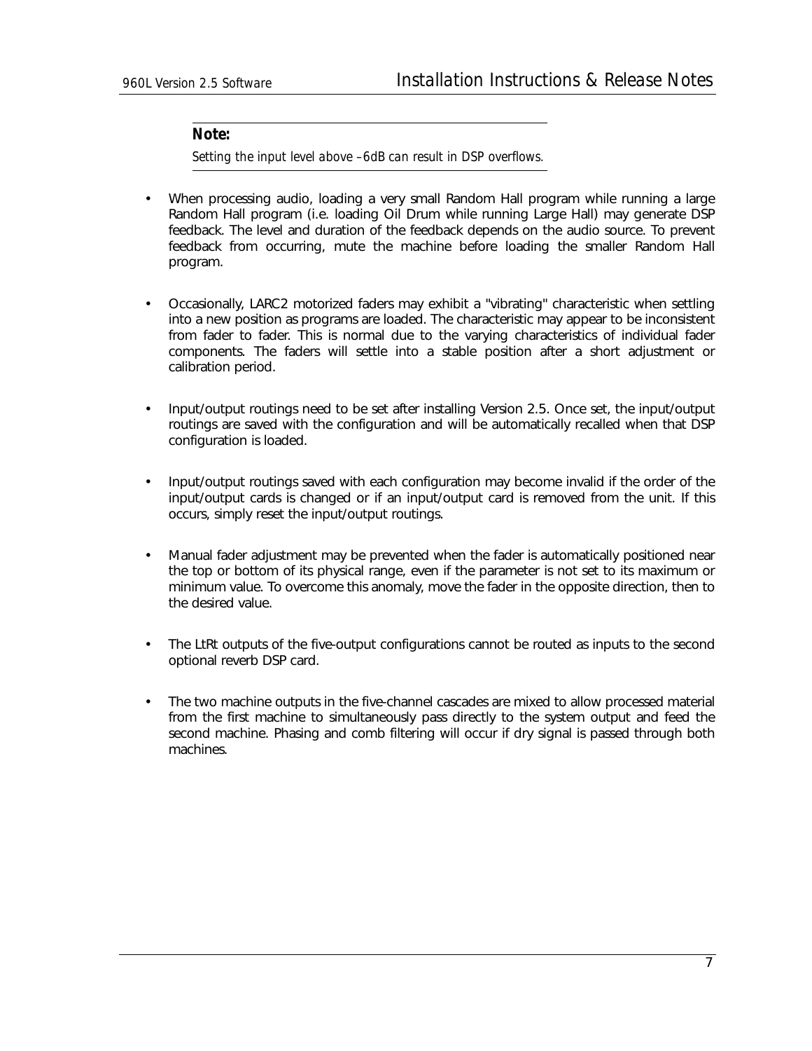**Note:**

*Setting the input level above –6dB can result in DSP overflows.*

- When processing audio, loading a very small Random Hall program while running a large Random Hall program (i.e. loading Oil Drum while running Large Hall) may generate DSP feedback. The level and duration of the feedback depends on the audio source. To prevent feedback from occurring, mute the machine before loading the smaller Random Hall program.

- Occasionally, LARC2 motorized faders may exhibit a "vibrating" characteristic when settling into a new position as programs are loaded. The characteristic may appear to be inconsistent from fader to fader. This is normal due to the varying characteristics of individual fader components. The faders will settle into a stable position after a short adjustment or calibration period.

- Input/output routings need to be set after installing Version 2.5. Once set, the input/output routings are saved with the configuration and will be automatically recalled when that DSP configuration is loaded.

- Input/output routings saved with each configuration may become invalid if the order of the input/output cards is changed or if an input/output card is removed from the unit. If this occurs, simply reset the input/output routings.

- Manual fader adjustment may be prevented when the fader is automatically positioned near the top or bottom of its physical range, even if the parameter is not set to its maximum or minimum value. To overcome this anomaly, move the fader in the opposite direction, then to the desired value.

- The LtRt outputs of the five-output configurations cannot be routed as inputs to the second optional reverb DSP card.

- The two machine outputs in the five-channel cascades are mixed to allow processed material from the first machine to simultaneously pass directly to the system output and feed the second machine. Phasing and comb filtering will occur if dry signal is passed through both machines.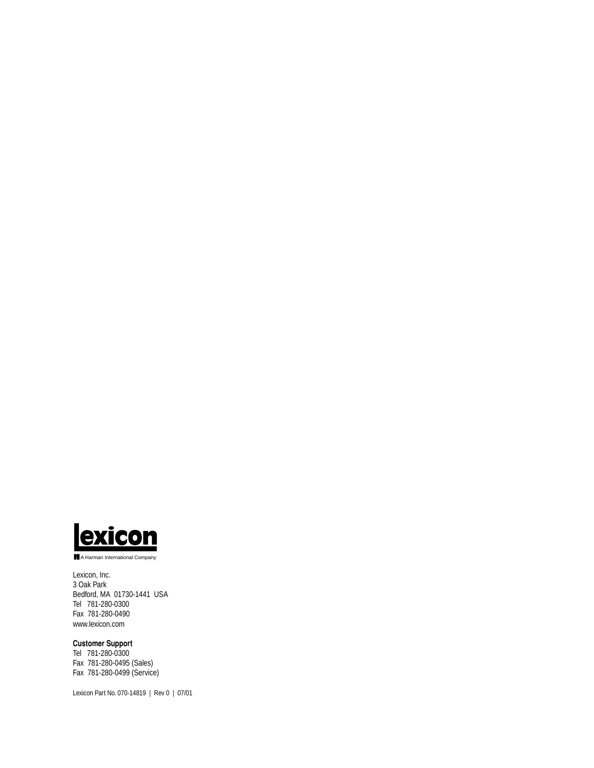**lexicon**

A Harman International Company

Lexicon, Inc.
3 Oak Park
Bedford, MA 01730-1441 USA
Tel 781-280-0300
Fax 781-280-0490
www.lexicon.com

**Customer Support**
Tel 781-280-0300
Fax 781-280-0495 (Sales)
Fax 781-280-0499 (Service)

Lexicon Part No. 070-14819 | Rev 0 | 07/01